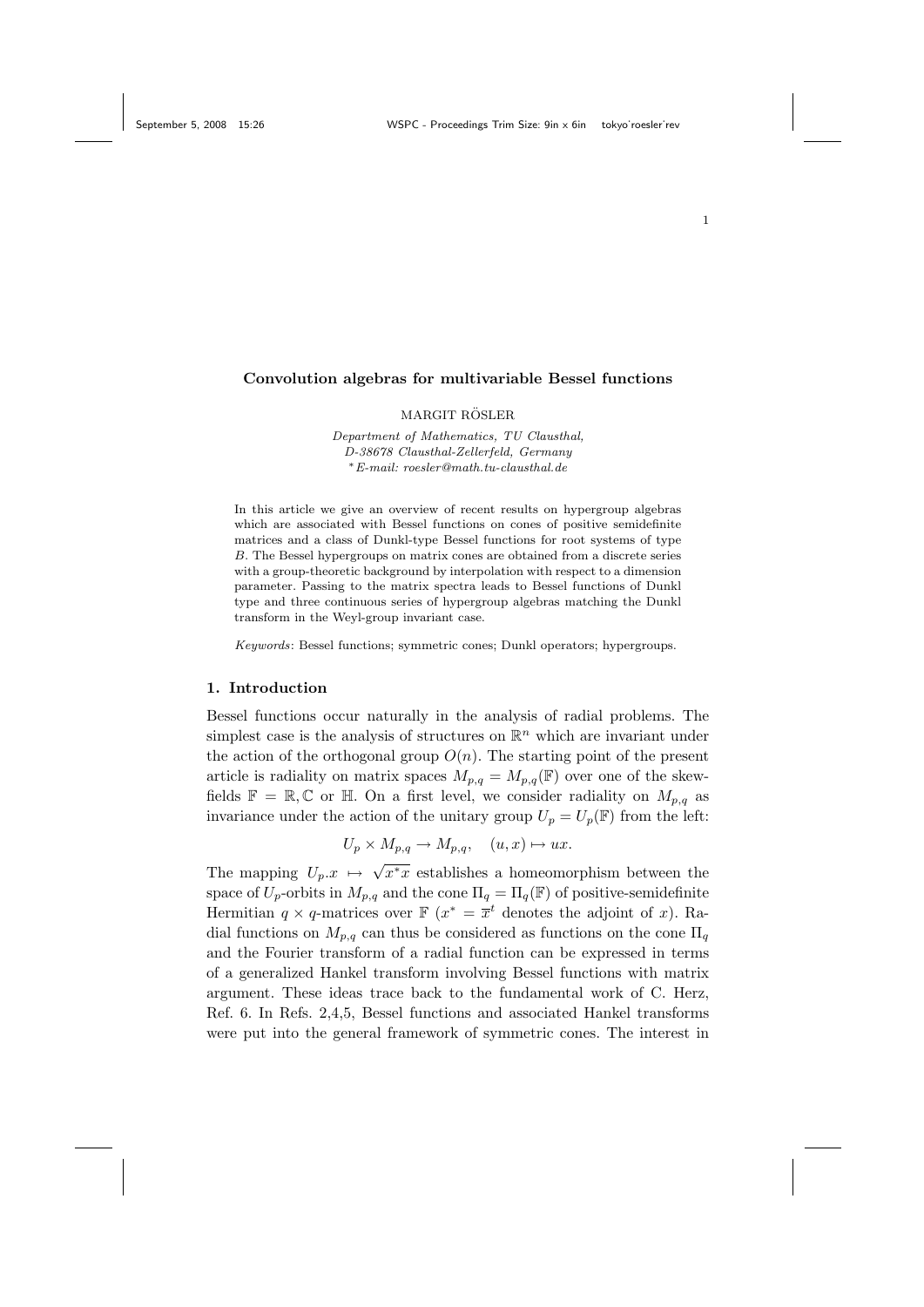# Convolution algebras for multivariable Bessel functions

MARGIT RÖSLER

*Department of Mathematics, TU Clausthal,*
*D-38678 Clausthal-Zellerfeld, Germany*
*[*]E-mail: roesler@math.tu-clausthal.de*

In this article we give an overview of recent results on hypergroup algebras which are associated with Bessel functions on cones of positive semidefinite matrices and a class of Dunkl-type Bessel functions for root systems of type $B$. The Bessel hypergroups on matrix cones are obtained from a discrete series with a group-theoretic background by interpolation with respect to a dimension parameter. Passing to the matrix spectra leads to Bessel functions of Dunkl type and three continuous series of hypergroup algebras matching the Dunkl transform in the Weyl-group invariant case.

*Keywords*: Bessel functions; symmetric cones; Dunkl operators; hypergroups.

## 1. Introduction

Bessel functions occur naturally in the analysis of radial problems. The simplest case is the analysis of structures on $\mathbb{R}^n$ which are invariant under the action of the orthogonal group $O(n)$. The starting point of the present article is radiality on matrix spaces $M_{p,q} = M_{p,q}(\mathbb{F})$ over one of the skew-fields $\mathbb{F} = \mathbb{R}, \mathbb{C}$ or $\mathbb{H}$. On a first level, we consider radiality on $M_{p,q}$ as invariance under the action of the unitary group $U_p = U_p(\mathbb{F})$ from the left:

$$U_p \times M_{p,q} \to M_{p,q}, \quad (u, x) \mapsto ux.$$

The mapping $U_p.x \mapsto \sqrt{x^*x}$ establishes a homeomorphism between the space of $U_p$-orbits in $M_{p,q}$ and the cone $\Pi_q = \Pi_q(\mathbb{F})$ of positive-semidefinite Hermitian $q \times q$-matrices over $\mathbb{F}$ ($x^* = \overline{x}^t$ denotes the adjoint of $x$). Radial functions on $M_{p,q}$ can thus be considered as functions on the cone $\Pi_q$ and the Fourier transform of a radial function can be expressed in terms of a generalized Hankel transform involving Bessel functions with matrix argument. These ideas trace back to the fundamental work of C. Herz, Ref. 6. In Refs. 2,4,5, Bessel functions and associated Hankel transforms were put into the general framework of symmetric cones. The interest in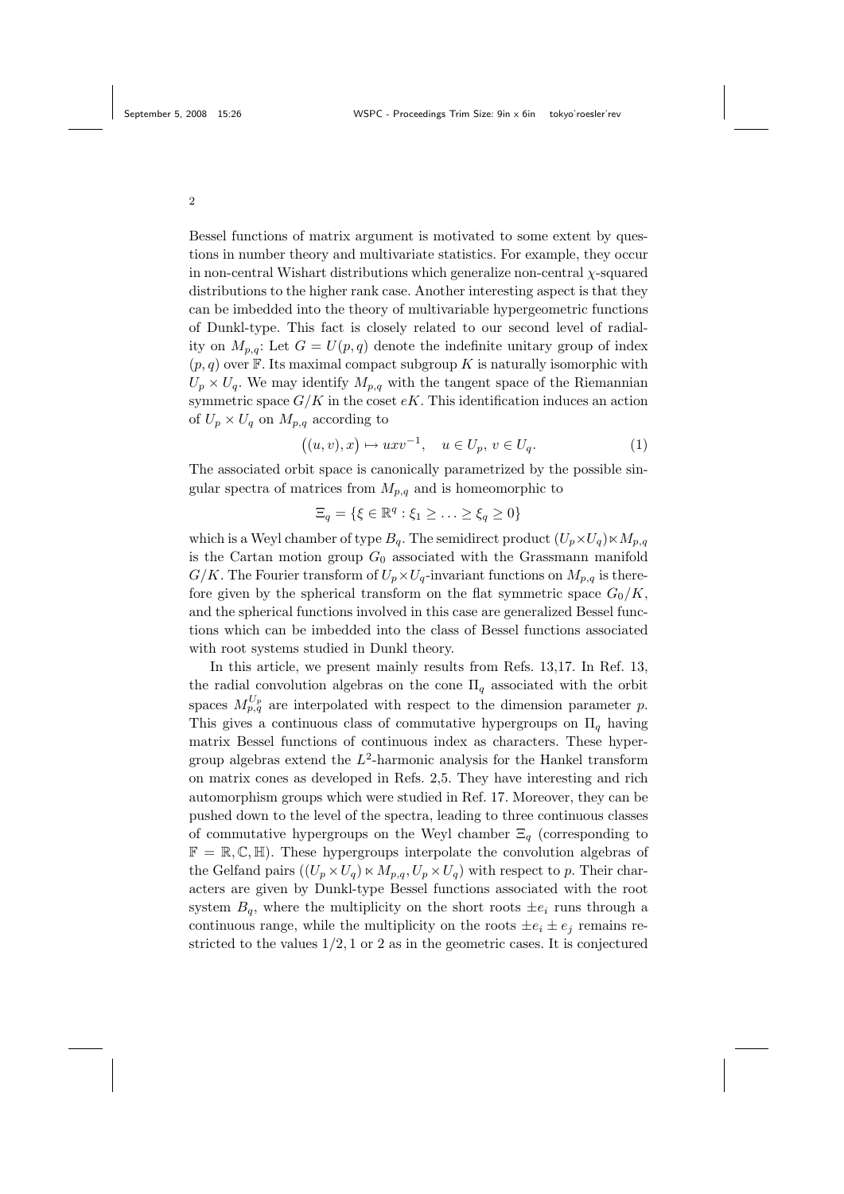Bessel functions of matrix argument is motivated to some extent by questions in number theory and multivariate statistics. For example, they occur in non-central Wishart distributions which generalize non-central $\chi$-squared distributions to the higher rank case. Another interesting aspect is that they can be imbedded into the theory of multivariable hypergeometric functions of Dunkl-type. This fact is closely related to our second level of radiality on $M_{p,q}$: Let $G = U(p,q)$ denote the indefinite unitary group of index $(p,q)$ over $\mathbb{F}$. Its maximal compact subgroup $K$ is naturally isomorphic with $U_p \times U_q$. We may identify $M_{p,q}$ with the tangent space of the Riemannian symmetric space $G/K$ in the coset $eK$. This identification induces an action of $U_p \times U_q$ on $M_{p,q}$ according to

$$\big((u,v),x\big) \mapsto uxv^{-1}, \quad u \in U_p,\, v \in U_q. \tag{1}$$

The associated orbit space is canonically parametrized by the possible singular spectra of matrices from $M_{p,q}$ and is homeomorphic to

$$\Xi_q = \{\xi \in \mathbb{R}^q : \xi_1 \geq \ldots \geq \xi_q \geq 0\}$$

which is a Weyl chamber of type $B_q$. The semidirect product $(U_p \times U_q) \ltimes M_{p,q}$ is the Cartan motion group $G_0$ associated with the Grassmann manifold $G/K$. The Fourier transform of $U_p \times U_q$-invariant functions on $M_{p,q}$ is therefore given by the spherical transform on the flat symmetric space $G_0/K$, and the spherical functions involved in this case are generalized Bessel functions which can be imbedded into the class of Bessel functions associated with root systems studied in Dunkl theory.

In this article, we present mainly results from Refs. 13,17. In Ref. 13, the radial convolution algebras on the cone $\Pi_q$ associated with the orbit spaces $M_{p,q}^{U_p}$ are interpolated with respect to the dimension parameter $p$. This gives a continuous class of commutative hypergroups on $\Pi_q$ having matrix Bessel functions of continuous index as characters. These hypergroup algebras extend the $L^2$-harmonic analysis for the Hankel transform on matrix cones as developed in Refs. 2,5. They have interesting and rich automorphism groups which were studied in Ref. 17. Moreover, they can be pushed down to the level of the spectra, leading to three continuous classes of commutative hypergroups on the Weyl chamber $\Xi_q$ (corresponding to $\mathbb{F} = \mathbb{R}, \mathbb{C}, \mathbb{H}$). These hypergroups interpolate the convolution algebras of the Gelfand pairs $((U_p \times U_q) \ltimes M_{p,q}, U_p \times U_q)$ with respect to $p$. Their characters are given by Dunkl-type Bessel functions associated with the root system $B_q$, where the multiplicity on the short roots $\pm e_i$ runs through a continuous range, while the multiplicity on the roots $\pm e_i \pm e_j$ remains restricted to the values $1/2, 1$ or $2$ as in the geometric cases. It is conjectured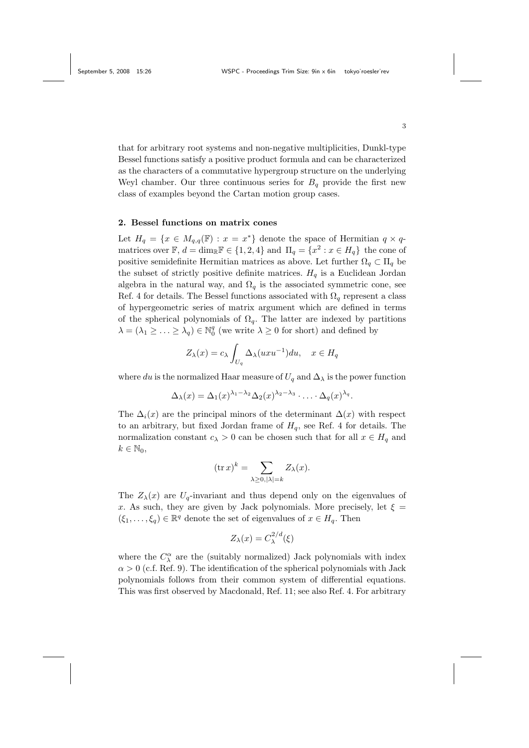that for arbitrary root systems and non-negative multiplicities, Dunkl-type Bessel functions satisfy a positive product formula and can be characterized as the characters of a commutative hypergroup structure on the underlying Weyl chamber. Our three continuous series for $B_q$ provide the first new class of examples beyond the Cartan motion group cases.

## 2. Bessel functions on matrix cones

Let $H_q = \{x \in M_{q,q}(\mathbb{F}) : x = x^*\}$ denote the space of Hermitian $q \times q$-matrices over $\mathbb{F}$, $d = \dim_{\mathbb{R}}\mathbb{F} \in \{1, 2, 4\}$ and $\Pi_q = \{x^2 : x \in H_q\}$ the cone of positive semidefinite Hermitian matrices as above. Let further $\Omega_q \subset \Pi_q$ be the subset of strictly positive definite matrices. $H_q$ is a Euclidean Jordan algebra in the natural way, and $\Omega_q$ is the associated symmetric cone, see Ref. 4 for details. The Bessel functions associated with $\Omega_q$ represent a class of hypergeometric series of matrix argument which are defined in terms of the spherical polynomials of $\Omega_q$. The latter are indexed by partitions $\lambda = (\lambda_1 \geq \ldots \geq \lambda_q) \in \mathbb{N}_0^q$ (we write $\lambda \geq 0$ for short) and defined by

$$Z_\lambda(x) = c_\lambda \int_{U_q} \Delta_\lambda(uxu^{-1})du, \quad x \in H_q$$

where $du$ is the normalized Haar measure of $U_q$ and $\Delta_\lambda$ is the power function

$$\Delta_\lambda(x) = \Delta_1(x)^{\lambda_1 - \lambda_2}\Delta_2(x)^{\lambda_2 - \lambda_3} \cdot \ldots \cdot \Delta_q(x)^{\lambda_q}.$$

The $\Delta_i(x)$ are the principal minors of the determinant $\Delta(x)$ with respect to an arbitrary, but fixed Jordan frame of $H_q$, see Ref. 4 for details. The normalization constant $c_\lambda > 0$ can be chosen such that for all $x \in H_q$ and $k \in \mathbb{N}_0$,

$$(\operatorname{tr} x)^k = \sum_{\lambda \geq 0, |\lambda| = k} Z_\lambda(x).$$

The $Z_\lambda(x)$ are $U_q$-invariant and thus depend only on the eigenvalues of $x$. As such, they are given by Jack polynomials. More precisely, let $\xi = (\xi_1, \ldots, \xi_q) \in \mathbb{R}^q$ denote the set of eigenvalues of $x \in H_q$. Then

$$Z_\lambda(x) = C_\lambda^{2/d}(\xi)$$

where the $C_\lambda^\alpha$ are the (suitably normalized) Jack polynomials with index $\alpha > 0$ (c.f. Ref. 9). The identification of the spherical polynomials with Jack polynomials follows from their common system of differential equations. This was first observed by Macdonald, Ref. 11; see also Ref. 4. For arbitrary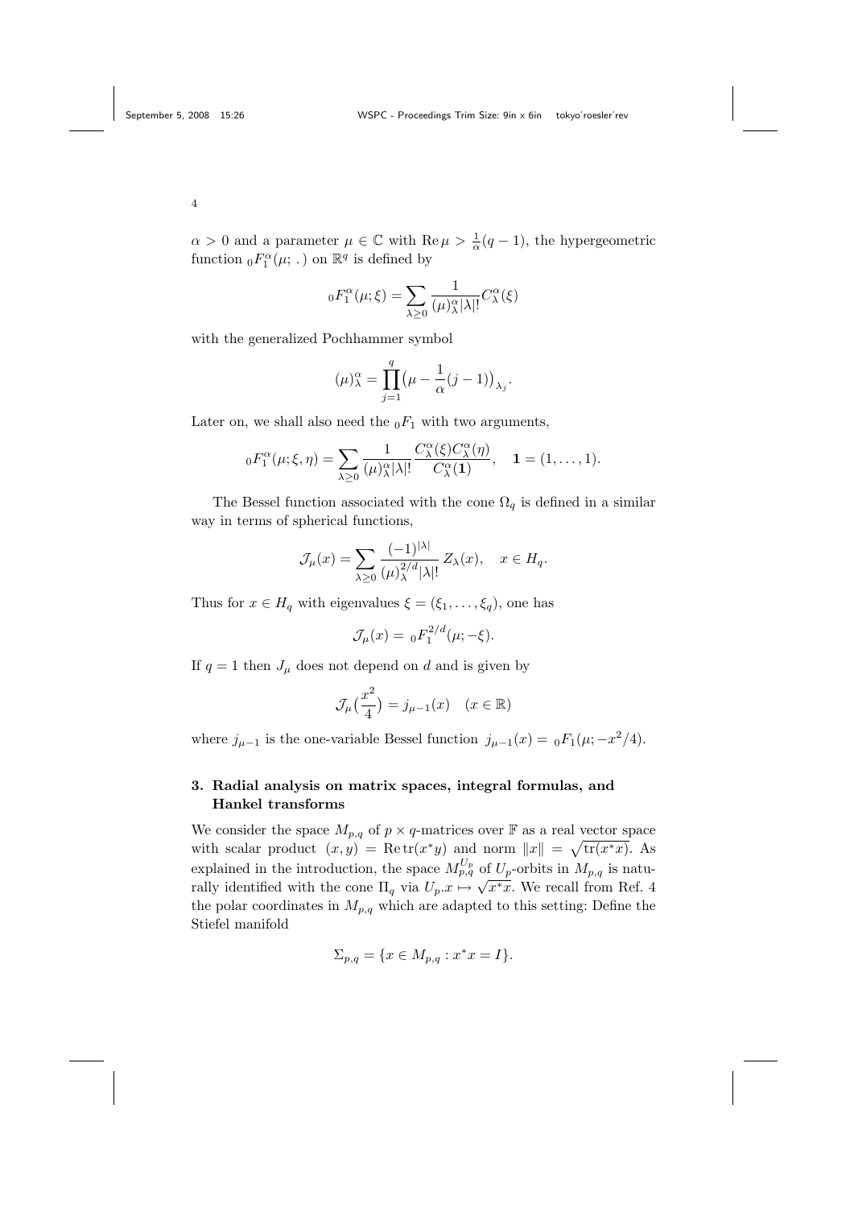$\alpha > 0$ and a parameter $\mu \in \mathbb{C}$ with $\operatorname{Re}\mu > \frac{1}{\alpha}(q-1)$, the hypergeometric function ${}_0F_1^\alpha(\mu;\,.\,)$ on $\mathbb{R}^q$ is defined by

$$
{}_0F_1^\alpha(\mu;\xi) = \sum_{\lambda \geq 0} \frac{1}{(\mu)_\lambda^\alpha |\lambda|!} C_\lambda^\alpha(\xi)
$$

with the generalized Pochhammer symbol

$$
(\mu)_\lambda^\alpha = \prod_{j=1}^{q} \big(\mu - \frac{1}{\alpha}(j-1)\big)_{\lambda_j}.
$$

Later on, we shall also need the ${}_0F_1$ with two arguments,

$$
{}_0F_1^\alpha(\mu;\xi,\eta) = \sum_{\lambda \geq 0} \frac{1}{(\mu)_\lambda^\alpha |\lambda|!} \frac{C_\lambda^\alpha(\xi) C_\lambda^\alpha(\eta)}{C_\lambda^\alpha(\mathbf{1})}, \quad \mathbf{1} = (1,\ldots,1).
$$

The Bessel function associated with the cone $\Omega_q$ is defined in a similar way in terms of spherical functions,

$$
\mathcal{J}_\mu(x) = \sum_{\lambda \geq 0} \frac{(-1)^{|\lambda|}}{(\mu)_\lambda^{2/d} |\lambda|!} \, Z_\lambda(x), \quad x \in H_q.
$$

Thus for $x \in H_q$ with eigenvalues $\xi = (\xi_1, \ldots, \xi_q)$, one has

$$
\mathcal{J}_\mu(x) = {}_0F_1^{2/d}(\mu; -\xi).
$$

If $q = 1$ then $J_\mu$ does not depend on $d$ and is given by

$$
\mathcal{J}_\mu\big(\frac{x^2}{4}\big) = j_{\mu-1}(x) \quad (x \in \mathbb{R})
$$

where $j_{\mu-1}$ is the one-variable Bessel function $j_{\mu-1}(x) = {}_0F_1(\mu; -x^2/4)$.

## 3. Radial analysis on matrix spaces, integral formulas, and Hankel transforms

We consider the space $M_{p,q}$ of $p \times q$-matrices over $\mathbb{F}$ as a real vector space with scalar product $(x,y) = \operatorname{Re}\operatorname{tr}(x^*y)$ and norm $\|x\| = \sqrt{\operatorname{tr}(x^*x)}$. As explained in the introduction, the space $M_{p,q}^{U_p}$ of $U_p$-orbits in $M_{p,q}$ is naturally identified with the cone $\Pi_q$ via $U_p.x \mapsto \sqrt{x^*x}$. We recall from Ref. 4 the polar coordinates in $M_{p,q}$ which are adapted to this setting: Define the Stiefel manifold

$$
\Sigma_{p,q} = \{x \in M_{p,q} : x^*x = I\}.
$$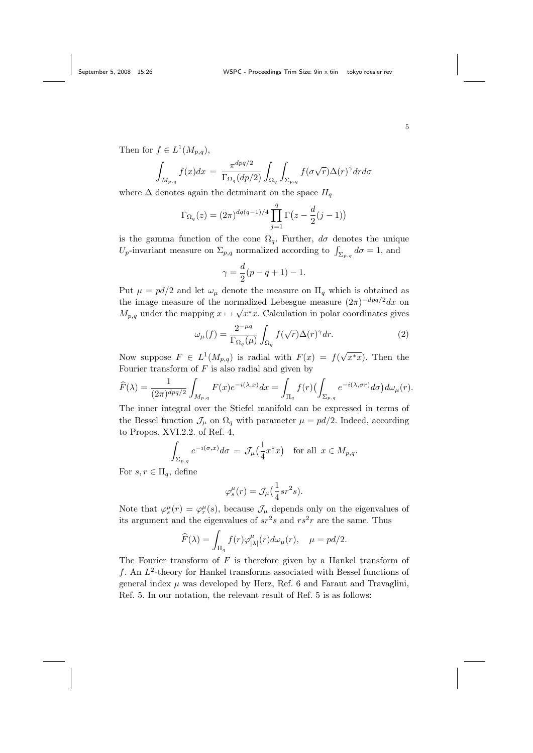Then for $f \in L^1(M_{p,q})$,

$$\int_{M_{p,q}} f(x)dx = \frac{\pi^{dpq/2}}{\Gamma_{\Omega_q}(dp/2)} \int_{\Omega_q} \int_{\Sigma_{p,q}} f(\sigma\sqrt{r})\Delta(r)^\gamma dr d\sigma$$

where $\Delta$ denotes again the detminant on the space $H_q$

$$\Gamma_{\Omega_q}(z) = (2\pi)^{dq(q-1)/4} \prod_{j=1}^{q} \Gamma\big(z - \frac{d}{2}(j-1)\big)$$

is the gamma function of the cone $\Omega_q$. Further, $d\sigma$ denotes the unique $U_p$-invariant measure on $\Sigma_{p,q}$ normalized according to $\int_{\Sigma_{p,q}} d\sigma = 1$, and

$$\gamma = \frac{d}{2}(p-q+1) - 1.$$

Put $\mu = pd/2$ and let $\omega_\mu$ denote the measure on $\Pi_q$ which is obtained as the image measure of the normalized Lebesgue measure $(2\pi)^{-dpq/2}dx$ on $M_{p,q}$ under the mapping $x \mapsto \sqrt{x^*x}$. Calculation in polar coordinates gives

$$\omega_\mu(f) = \frac{2^{-\mu q}}{\Gamma_{\Omega_q}(\mu)} \int_{\Omega_q} f(\sqrt{r})\Delta(r)^\gamma dr. \tag{2}$$

Now suppose $F \in L^1(M_{p,q})$ is radial with $F(x) = f(\sqrt{x^*x})$. Then the Fourier transform of $F$ is also radial and given by

$$\widehat{F}(\lambda) = \frac{1}{(2\pi)^{dpq/2}} \int_{M_{p,q}} F(x) e^{-i(\lambda,x)} dx = \int_{\Pi_q} f(r) \big( \int_{\Sigma_{p,q}} e^{-i(\lambda,\sigma r)} d\sigma \big) d\omega_\mu(r).$$

The inner integral over the Stiefel manifold can be expressed in terms of the Bessel function $\mathcal{J}_\mu$ on $\Omega_q$ with parameter $\mu = pd/2$. Indeed, according to Propos. XVI.2.2. of Ref. 4,

$$\int_{\Sigma_{p,q}} e^{-i(\sigma,x)} d\sigma = \mathcal{J}_\mu\big(\frac{1}{4}x^*x\big) \quad \text{for all } x \in M_{p,q}.$$

For $s, r \in \Pi_q$, define

$$\varphi_s^\mu(r) = \mathcal{J}_\mu\big(\frac{1}{4}sr^2s\big).$$

Note that $\varphi_s^\mu(r) = \varphi_r^\mu(s)$, because $\mathcal{J}_\mu$ depends only on the eigenvalues of its argument and the eigenvalues of $sr^2s$ and $rs^2r$ are the same. Thus

$$\widehat{F}(\lambda) = \int_{\Pi_q} f(r)\varphi^\mu_{|\lambda|}(r) d\omega_\mu(r), \quad \mu = pd/2.$$

The Fourier transform of $F$ is therefore given by a Hankel transform of $f$. An $L^2$-theory for Hankel transforms associated with Bessel functions of general index $\mu$ was developed by Herz, Ref. 6 and Faraut and Travaglini, Ref. 5. In our notation, the relevant result of Ref. 5 is as follows: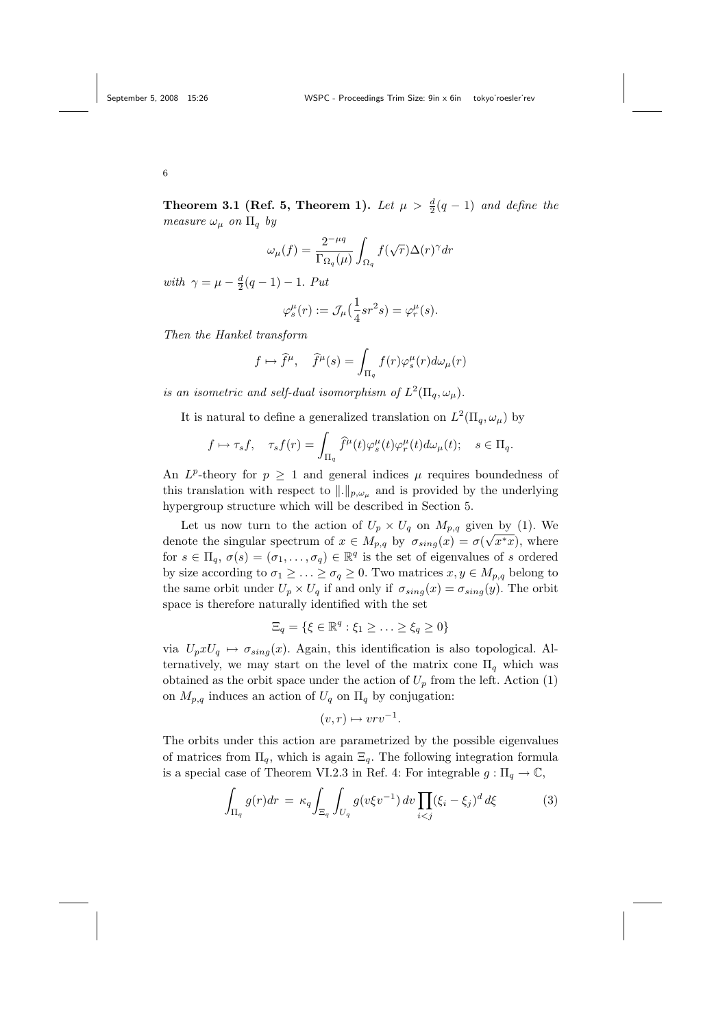**Theorem 3.1 (Ref. 5, Theorem 1).** *Let $\mu > \frac{d}{2}(q-1)$ and define the measure $\omega_\mu$ on $\Pi_q$ by*

$$\omega_\mu(f) = \frac{2^{-\mu q}}{\Gamma_{\Omega_q}(\mu)} \int_{\Omega_q} f(\sqrt{r})\Delta(r)^\gamma dr$$

*with $\gamma = \mu - \frac{d}{2}(q-1) - 1$. Put*

$$\varphi_s^\mu(r) := \mathcal{J}_\mu\big(\frac{1}{4}sr^2s\big) = \varphi_r^\mu(s).$$

*Then the Hankel transform*

$$f \mapsto \widehat{f}^\mu, \quad \widehat{f}^\mu(s) = \int_{\Pi_q} f(r)\varphi_s^\mu(r)d\omega_\mu(r)$$

*is an isometric and self-dual isomorphism of $L^2(\Pi_q, \omega_\mu)$.*

It is natural to define a generalized translation on $L^2(\Pi_q, \omega_\mu)$ by

$$f \mapsto \tau_s f, \quad \tau_s f(r) = \int_{\Pi_q} \widehat{f}^\mu(t)\varphi_s^\mu(t)\varphi_r^\mu(t)d\omega_\mu(t); \quad s \in \Pi_q.$$

An $L^p$-theory for $p \geq 1$ and general indices $\mu$ requires boundedness of this translation with respect to $\|.\|_{p,\omega_\mu}$ and is provided by the underlying hypergroup structure which will be described in Section 5.

Let us now turn to the action of $U_p \times U_q$ on $M_{p,q}$ given by (1). We denote the singular spectrum of $x \in M_{p,q}$ by $\sigma_{sing}(x) = \sigma(\sqrt{x^*x})$, where for $s \in \Pi_q$, $\sigma(s) = (\sigma_1, \ldots, \sigma_q) \in \mathbb{R}^q$ is the set of eigenvalues of $s$ ordered by size according to $\sigma_1 \geq \ldots \geq \sigma_q \geq 0$. Two matrices $x, y \in M_{p,q}$ belong to the same orbit under $U_p \times U_q$ if and only if $\sigma_{sing}(x) = \sigma_{sing}(y)$. The orbit space is therefore naturally identified with the set

$$\Xi_q = \{\xi \in \mathbb{R}^q : \xi_1 \geq \ldots \geq \xi_q \geq 0\}$$

via $U_p x U_q \mapsto \sigma_{sing}(x)$. Again, this identification is also topological. Alternatively, we may start on the level of the matrix cone $\Pi_q$ which was obtained as the orbit space under the action of $U_p$ from the left. Action (1) on $M_{p,q}$ induces an action of $U_q$ on $\Pi_q$ by conjugation:

$$(v, r) \mapsto vrv^{-1}.$$

The orbits under this action are parametrized by the possible eigenvalues of matrices from $\Pi_q$, which is again $\Xi_q$. The following integration formula is a special case of Theorem VI.2.3 in Ref. 4: For integrable $g : \Pi_q \to \mathbb{C}$,

$$\int_{\Pi_q} g(r)dr = \kappa_q \int_{\Xi_q} \int_{U_q} g(v\xi v^{-1})\, dv \prod_{i<j}(\xi_i - \xi_j)^d \, d\xi \tag{3}$$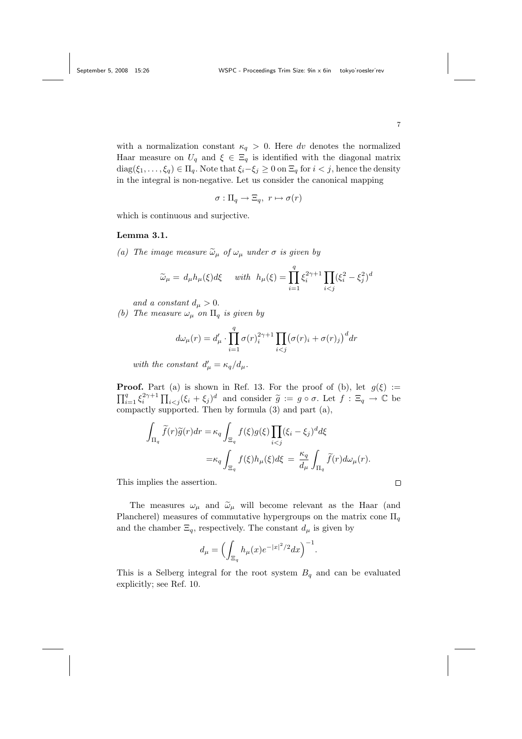with a normalization constant $\kappa_q > 0$. Here $dv$ denotes the normalized Haar measure on $U_q$ and $\xi \in \Xi_q$ is identified with the diagonal matrix $\text{diag}(\xi_1, \ldots, \xi_q) \in \Pi_q$. Note that $\xi_i - \xi_j \geq 0$ on $\Xi_q$ for $i < j$, hence the density in the integral is non-negative. Let us consider the canonical mapping

$$\sigma : \Pi_q \to \Xi_q, \; r \mapsto \sigma(r)$$

which is continuous and surjective.

**Lemma 3.1.**

*(a) The image measure $\widetilde{\omega}_\mu$ of $\omega_\mu$ under $\sigma$ is given by*

$$\widetilde{\omega}_\mu = d_\mu h_\mu(\xi) d\xi \quad \text{with} \;\; h_\mu(\xi) = \prod_{i=1}^{q} \xi_i^{2\gamma+1} \prod_{i<j} (\xi_i^2 - \xi_j^2)^d$$

*and a constant $d_\mu > 0$.*

*(b) The measure $\omega_\mu$ on $\Pi_q$ is given by*

$$d\omega_\mu(r) = d'_\mu \cdot \prod_{i=1}^{q} \sigma(r)_i^{2\gamma+1} \prod_{i<j} \big(\sigma(r)_i + \sigma(r)_j\big)^d dr$$

*with the constant $d'_\mu = \kappa_q / d_\mu$.*

**Proof.** Part (a) is shown in Ref. 13. For the proof of (b), let $g(\xi) := \prod_{i=1}^{q} \xi_i^{2\gamma+1} \prod_{i<j} (\xi_i + \xi_j)^d$ and consider $\widetilde{g} := g \circ \sigma$. Let $f : \Xi_q \to \mathbb{C}$ be compactly supported. Then by formula (3) and part (a),

$$\begin{aligned}
\int_{\Pi_q} \widetilde{f}(r) \widetilde{g}(r) dr &= \kappa_q \int_{\Xi_q} f(\xi) g(\xi) \prod_{i<j} (\xi_i - \xi_j)^d d\xi \\
&= \kappa_q \int_{\Xi_q} f(\xi) h_\mu(\xi) d\xi \; = \; \frac{\kappa_q}{d_\mu} \int_{\Pi_q} \widetilde{f}(r) d\omega_\mu(r).
\end{aligned}$$

This implies the assertion. $\square$

The measures $\omega_\mu$ and $\widetilde{\omega}_\mu$ will become relevant as the Haar (and Plancherel) measures of commutative hypergroups on the matrix cone $\Pi_q$ and the chamber $\Xi_q$, respectively. The constant $d_\mu$ is given by

$$d_\mu = \Big( \int_{\Xi_q} h_\mu(x) e^{-|x|^2/2} dx \Big)^{-1}.$$

This is a Selberg integral for the root system $B_q$ and can be evaluated explicitly; see Ref. 10.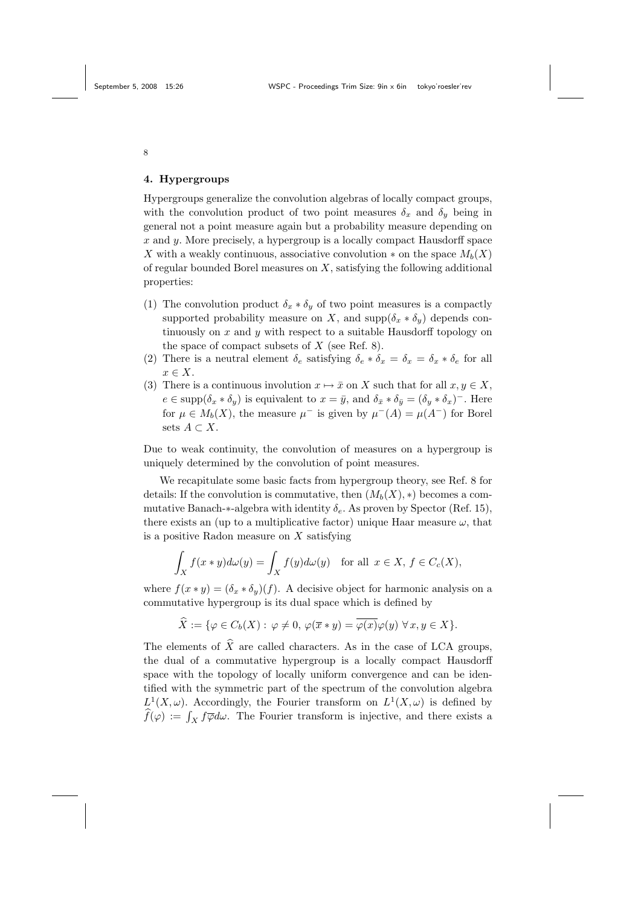## 4. Hypergroups

Hypergroups generalize the convolution algebras of locally compact groups, with the convolution product of two point measures $\delta_x$ and $\delta_y$ being in general not a point measure again but a probability measure depending on $x$ and $y$. More precisely, a hypergroup is a locally compact Hausdorff space $X$ with a weakly continuous, associative convolution $*$ on the space $M_b(X)$ of regular bounded Borel measures on $X$, satisfying the following additional properties:

1. The convolution product $\delta_x * \delta_y$ of two point measures is a compactly supported probability measure on $X$, and $\text{supp}(\delta_x * \delta_y)$ depends continuously on $x$ and $y$ with respect to a suitable Hausdorff topology on the space of compact subsets of $X$ (see Ref. 8).
2. There is a neutral element $\delta_e$ satisfying $\delta_e * \delta_x = \delta_x = \delta_x * \delta_e$ for all $x \in X$.
3. There is a continuous involution $x \mapsto \bar{x}$ on $X$ such that for all $x, y \in X$, $e \in \text{supp}(\delta_x * \delta_y)$ is equivalent to $x = \bar{y}$, and $\delta_{\bar{x}} * \delta_{\bar{y}} = (\delta_y * \delta_x)^-$. Here for $\mu \in M_b(X)$, the measure $\mu^-$ is given by $\mu^-(A) = \mu(A^-)$ for Borel sets $A \subset X$.

Due to weak continuity, the convolution of measures on a hypergroup is uniquely determined by the convolution of point measures.

We recapitulate some basic facts from hypergroup theory, see Ref. 8 for details: If the convolution is commutative, then $(M_b(X), *)$ becomes a commutative Banach-$*$-algebra with identity $\delta_e$. As proven by Spector (Ref. 15), there exists an (up to a multiplicative factor) unique Haar measure $\omega$, that is a positive Radon measure on $X$ satisfying

$$\int_X f(x * y) d\omega(y) = \int_X f(y) d\omega(y) \quad \text{for all } x \in X,\, f \in C_c(X),$$

where $f(x * y) = (\delta_x * \delta_y)(f)$. A decisive object for harmonic analysis on a commutative hypergroup is its dual space which is defined by

$$\widehat{X} := \{\varphi \in C_b(X) : \varphi \neq 0,\, \varphi(\overline{x} * y) = \overline{\varphi(x)}\varphi(y) \;\forall\, x, y \in X\}.$$

The elements of $\widehat{X}$ are called characters. As in the case of LCA groups, the dual of a commutative hypergroup is a locally compact Hausdorff space with the topology of locally uniform convergence and can be identified with the symmetric part of the spectrum of the convolution algebra $L^1(X, \omega)$. Accordingly, the Fourier transform on $L^1(X, \omega)$ is defined by $\widehat{f}(\varphi) := \int_X f\overline{\varphi} d\omega$. The Fourier transform is injective, and there exists a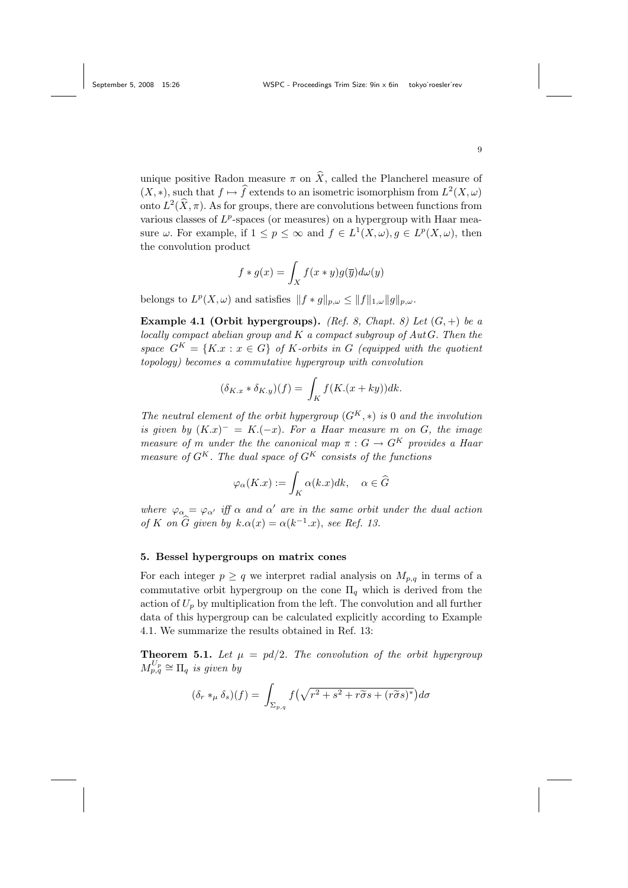unique positive Radon measure $\pi$ on $\widehat{X}$, called the Plancherel measure of $(X, *)$, such that $f \mapsto \widehat{f}$ extends to an isometric isomorphism from $L^2(X, \omega)$ onto $L^2(\widehat{X}, \pi)$. As for groups, there are convolutions between functions from various classes of $L^p$-spaces (or measures) on a hypergroup with Haar measure $\omega$. For example, if $1 \leq p \leq \infty$ and $f \in L^1(X, \omega), g \in L^p(X, \omega)$, then the convolution product

$$f * g(x) = \int_X f(x * y) g(\overline{y}) d\omega(y)$$

belongs to $L^p(X, \omega)$ and satisfies $\|f * g\|_{p,\omega} \leq \|f\|_{1,\omega} \|g\|_{p,\omega}$.

**Example 4.1 (Orbit hypergroups).** *(Ref. 8, Chapt. 8) Let $(G, +)$ be a locally compact abelian group and $K$ a compact subgroup of $Aut\, G$. Then the space $G^K = \{K.x : x \in G\}$ of $K$-orbits in $G$ (equipped with the quotient topology) becomes a commutative hypergroup with convolution*

$$(\delta_{K.x} * \delta_{K.y})(f) = \int_K f(K.(x + ky)) dk.$$

*The neutral element of the orbit hypergroup $(G^K, *)$ is $0$ and the involution is given by $(K.x)^- = K.(-x)$. For a Haar measure $m$ on $G$, the image measure of $m$ under the the canonical map $\pi : G \to G^K$ provides a Haar measure of $G^K$. The dual space of $G^K$ consists of the functions*

$$\varphi_\alpha(K.x) := \int_K \alpha(k.x) dk, \quad \alpha \in \widehat{G}$$

*where $\varphi_\alpha = \varphi_{\alpha'}$ iff $\alpha$ and $\alpha'$ are in the same orbit under the dual action of $K$ on $\widehat{G}$ given by $k.\alpha(x) = \alpha(k^{-1}.x)$, see Ref. 13.*

## 5. Bessel hypergroups on matrix cones

For each integer $p \geq q$ we interpret radial analysis on $M_{p,q}$ in terms of a commutative orbit hypergroup on the cone $\Pi_q$ which is derived from the action of $U_p$ by multiplication from the left. The convolution and all further data of this hypergroup can be calculated explicitly according to Example 4.1. We summarize the results obtained in Ref. 13:

**Theorem 5.1.** *Let $\mu = pd/2$. The convolution of the orbit hypergroup $M_{p,q}^{U_p} \cong \Pi_q$ is given by*

$$(\delta_r *_\mu \delta_s)(f) = \int_{\Sigma_{p,q}} f\big(\sqrt{r^2 + s^2 + r\widetilde{\sigma}s + (r\widetilde{\sigma}s)^*}\big) d\sigma$$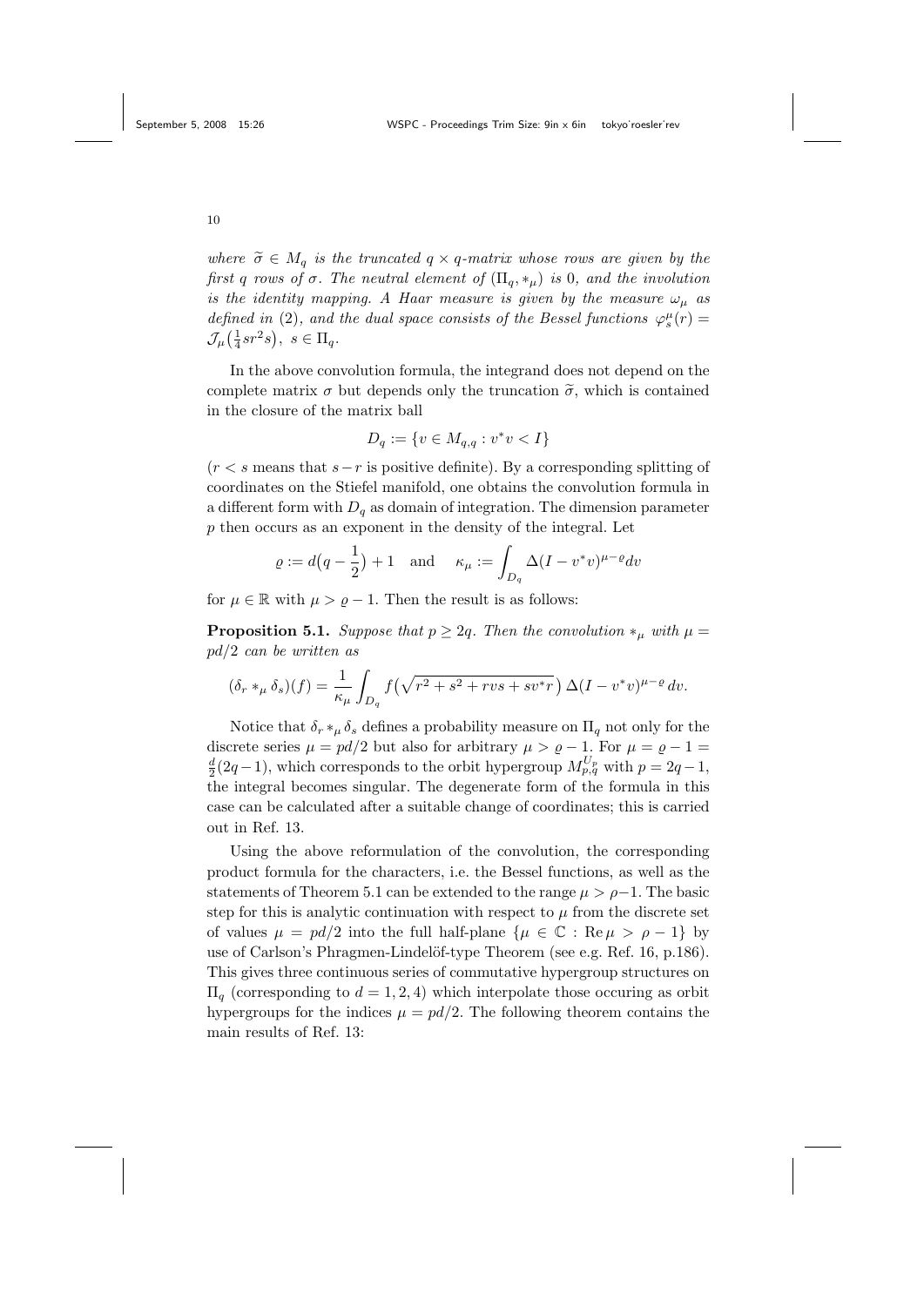*where $\widetilde{\sigma} \in M_q$ is the truncated $q \times q$-matrix whose rows are given by the first $q$ rows of $\sigma$. The neutral element of $(\Pi_q, *_\mu)$ is $0$, and the involution is the identity mapping. A Haar measure is given by the measure $\omega_\mu$ as defined in (2), and the dual space consists of the Bessel functions $\varphi_s^\mu(r) = \mathcal{J}_\mu\big(\frac{1}{4}sr^2s\big),\ s \in \Pi_q$.*

In the above convolution formula, the integrand does not depend on the complete matrix $\sigma$ but depends only the truncation $\widetilde{\sigma}$, which is contained in the closure of the matrix ball

$$D_q := \{v \in M_{q,q} : v^*v < I\}$$

($r < s$ means that $s - r$ is positive definite). By a corresponding splitting of coordinates on the Stiefel manifold, one obtains the convolution formula in a different form with $D_q$ as domain of integration. The dimension parameter $p$ then occurs as an exponent in the density of the integral. Let

$$\varrho := d\big(q - \frac{1}{2}\big) + 1 \quad \text{and} \quad \kappa_\mu := \int_{D_q} \Delta(I - v^*v)^{\mu - \varrho} dv$$

for $\mu \in \mathbb{R}$ with $\mu > \varrho - 1$. Then the result is as follows:

**Proposition 5.1.** *Suppose that $p \geq 2q$. Then the convolution $*_\mu$ with $\mu = pd/2$ can be written as*

$$(\delta_r *_\mu \delta_s)(f) = \frac{1}{\kappa_\mu} \int_{D_q} f\big(\sqrt{r^2 + s^2 + rvs + sv^*r}\big)\, \Delta(I - v^*v)^{\mu - \varrho}\, dv.$$

Notice that $\delta_r *_\mu \delta_s$ defines a probability measure on $\Pi_q$ not only for the discrete series $\mu = pd/2$ but also for arbitrary $\mu > \varrho - 1$. For $\mu = \varrho - 1 = \frac{d}{2}(2q-1)$, which corresponds to the orbit hypergroup $M_{p,q}^{U_p}$ with $p = 2q-1$, the integral becomes singular. The degenerate form of the formula in this case can be calculated after a suitable change of coordinates; this is carried out in Ref. 13.

Using the above reformulation of the convolution, the corresponding product formula for the characters, i.e. the Bessel functions, as well as the statements of Theorem 5.1 can be extended to the range $\mu > \rho - 1$. The basic step for this is analytic continuation with respect to $\mu$ from the discrete set of values $\mu = pd/2$ into the full half-plane $\{\mu \in \mathbb{C} : \operatorname{Re} \mu > \rho - 1\}$ by use of Carlson's Phragmen-Lindelöf-type Theorem (see e.g. Ref. 16, p.186). This gives three continuous series of commutative hypergroup structures on $\Pi_q$ (corresponding to $d = 1, 2, 4$) which interpolate those occuring as orbit hypergroups for the indices $\mu = pd/2$. The following theorem contains the main results of Ref. 13: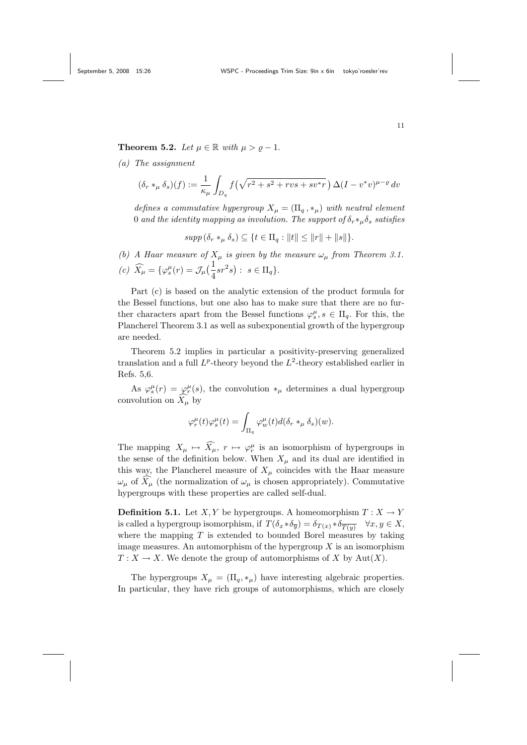**Theorem 5.2.** *Let $\mu \in \mathbb{R}$ with $\mu > \varrho - 1$.*

*(a) The assignment*

$$(\delta_r *_\mu \delta_s)(f) := \frac{1}{\kappa_\mu} \int_{D_q} f\big(\sqrt{r^2 + s^2 + rvs + sv^*r}\,\big)\, \Delta(I - v^*v)^{\mu-\varrho}\, dv$$

*defines a commutative hypergroup $X_\mu = (\Pi_q\,, *_\mu)$ with neutral element 0 and the identity mapping as involution. The support of $\delta_r *_\mu \delta_s$ satisfies*

$$supp\,(\delta_r *_\mu \delta_s) \subseteq \{t \in \Pi_q : \|t\| \leq \|r\| + \|s\|\}.$$

*(b) A Haar measure of $X_\mu$ is given by the measure $\omega_\mu$ from Theorem 3.1.*

*(c)* $\widehat{X_\mu} = \{\varphi_s^\mu(r) = \mathcal{J}_\mu\big(\frac{1}{4}sr^2s\big) : \ s \in \Pi_q\}$.

Part (c) is based on the analytic extension of the product formula for the Bessel functions, but one also has to make sure that there are no further characters apart from the Bessel functions $\varphi_s^\mu, s \in \Pi_q$. For this, the Plancherel Theorem 3.1 as well as subexponential growth of the hypergroup are needed.

Theorem 5.2 implies in particular a positivity-preserving generalized translation and a full $L^p$-theory beyond the $L^2$-theory established earlier in Refs. 5,6.

As $\varphi_s^\mu(r) = \varphi_r^\mu(s)$, the convolution $*_\mu$ determines a dual hypergroup convolution on $\widehat{X_\mu}$ by

$$\varphi_r^\mu(t)\varphi_s^\mu(t) = \int_{\Pi_q} \varphi_w^\mu(t) d(\delta_r *_\mu \delta_s)(w).$$

The mapping $X_\mu \mapsto \widehat{X_\mu}$, $r \mapsto \varphi_r^\mu$ is an isomorphism of hypergroups in the sense of the definition below. When $X_\mu$ and its dual are identified in this way, the Plancherel measure of $X_\mu$ coincides with the Haar measure $\omega_\mu$ of $\widehat{X_\mu}$ (the normalization of $\omega_\mu$ is chosen appropriately). Commutative hypergroups with these properties are called self-dual.

**Definition 5.1.** Let $X, Y$ be hypergroups. A homeomorphism $T : X \to Y$ is called a hypergroup isomorphism, if $T(\delta_x * \delta_{\overline{y}}) = \delta_{T(x)} * \delta_{\overline{T(y)}} \quad \forall x, y \in X$, where the mapping $T$ is extended to bounded Borel measures by taking image measures. An automorphism of the hypergroup $X$ is an isomorphism $T : X \to X$. We denote the group of automorphisms of $X$ by $\mathrm{Aut}(X)$.

The hypergroups $X_\mu = (\Pi_q, *_\mu)$ have interesting algebraic properties. In particular, they have rich groups of automorphisms, which are closely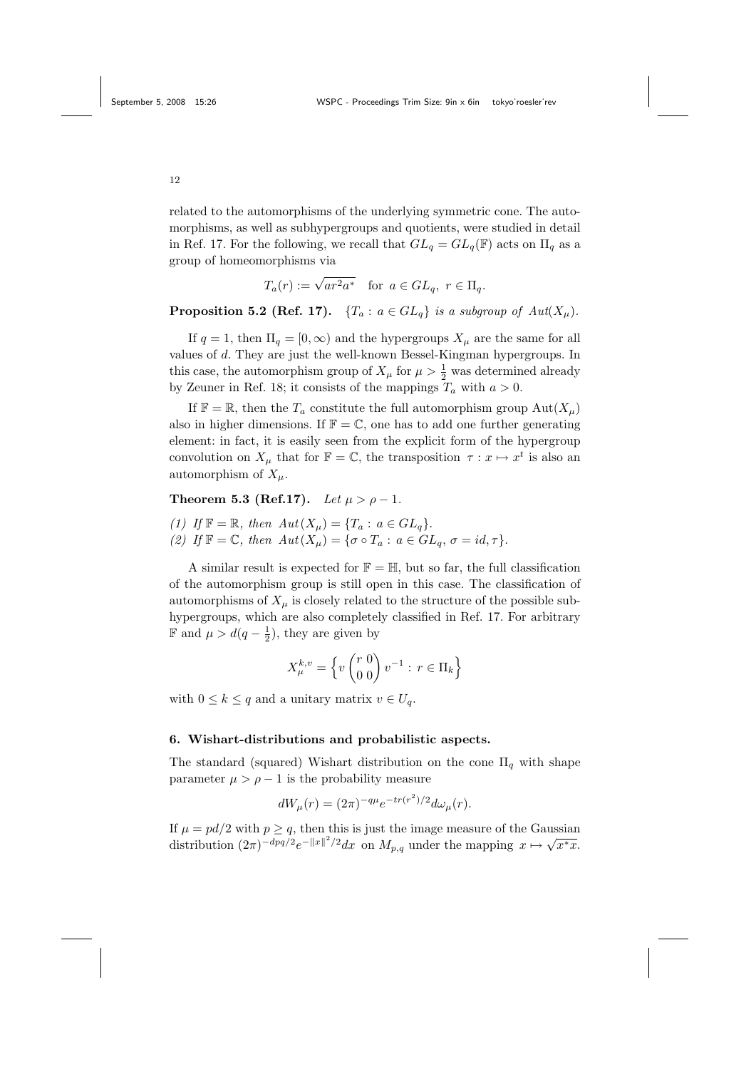related to the automorphisms of the underlying symmetric cone. The automorphisms, as well as subhypergroups and quotients, were studied in detail in Ref. 17. For the following, we recall that $GL_q = GL_q(\mathbb{F})$ acts on $\Pi_q$ as a group of homeomorphisms via

$$T_a(r) := \sqrt{ar^2a^*} \quad \text{for } a \in GL_q,\ r \in \Pi_q.$$

**Proposition 5.2 (Ref. 17).** *$\{T_a : a \in GL_q\}$ is a subgroup of $Aut(X_\mu)$.*

If $q = 1$, then $\Pi_q = [0, \infty)$ and the hypergroups $X_\mu$ are the same for all values of $d$. They are just the well-known Bessel-Kingman hypergroups. In this case, the automorphism group of $X_\mu$ for $\mu > \frac{1}{2}$ was determined already by Zeuner in Ref. 18; it consists of the mappings $T_a$ with $a > 0$.

If $\mathbb{F} = \mathbb{R}$, then the $T_a$ constitute the full automorphism group $\mathrm{Aut}(X_\mu)$ also in higher dimensions. If $\mathbb{F} = \mathbb{C}$, one has to add one further generating element: in fact, it is easily seen from the explicit form of the hypergroup convolution on $X_\mu$ that for $\mathbb{F} = \mathbb{C}$, the transposition $\tau : x \mapsto x^t$ is also an automorphism of $X_\mu$.

**Theorem 5.3 (Ref.17).** *Let $\mu > \rho - 1$.*

*(1) If $\mathbb{F} = \mathbb{R}$, then $Aut(X_\mu) = \{T_a : a \in GL_q\}$.*
*(2) If $\mathbb{F} = \mathbb{C}$, then $Aut(X_\mu) = \{\sigma \circ T_a : a \in GL_q,\ \sigma = id, \tau\}$.*

A similar result is expected for $\mathbb{F} = \mathbb{H}$, but so far, the full classification of the automorphism group is still open in this case. The classification of automorphisms of $X_\mu$ is closely related to the structure of the possible subhypergroups, which are also completely classified in Ref. 17. For arbitrary $\mathbb{F}$ and $\mu > d(q - \frac{1}{2})$, they are given by

$$X_\mu^{k,v} = \left\{ v \begin{pmatrix} r & 0 \\ 0 & 0 \end{pmatrix} v^{-1} : r \in \Pi_k \right\}$$

with $0 \le k \le q$ and a unitary matrix $v \in U_q$.

## 6. Wishart-distributions and probabilistic aspects.

The standard (squared) Wishart distribution on the cone $\Pi_q$ with shape parameter $\mu > \rho - 1$ is the probability measure

$$dW_\mu(r) = (2\pi)^{-q\mu} e^{-tr(r^2)/2} d\omega_\mu(r).$$

If $\mu = pd/2$ with $p \ge q$, then this is just the image measure of the Gaussian distribution $(2\pi)^{-dpq/2} e^{-\|x\|^2/2} dx$ on $M_{p,q}$ under the mapping $x \mapsto \sqrt{x^*x}$.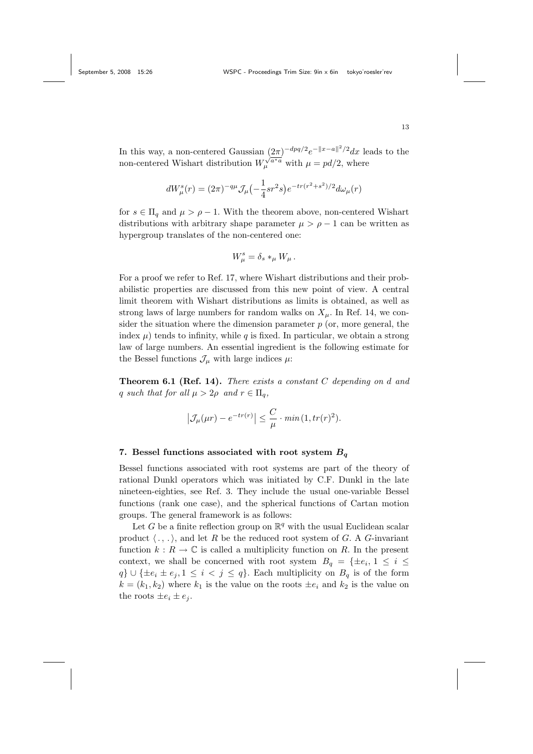In this way, a non-centered Gaussian $(2\pi)^{-dpq/2}e^{-\|x-a\|^2/2}dx$ leads to the non-centered Wishart distribution $W_\mu^{\sqrt{a^*a}}$ with $\mu = pd/2$, where

$$dW_\mu^s(r) = (2\pi)^{-q\mu}\mathcal{J}_\mu\big(-\frac{1}{4}sr^2s\big)e^{-tr(r^2+s^2)/2}d\omega_\mu(r)$$

for $s \in \Pi_q$ and $\mu > \rho - 1$. With the theorem above, non-centered Wishart distributions with arbitrary shape parameter $\mu > \rho - 1$ can be written as hypergroup translates of the non-centered one:

$$W_\mu^s = \delta_s *_\mu W_\mu\,.$$

For a proof we refer to Ref. 17, where Wishart distributions and their probabilistic properties are discussed from this new point of view. A central limit theorem with Wishart distributions as limits is obtained, as well as strong laws of large numbers for random walks on $X_\mu$. In Ref. 14, we consider the situation where the dimension parameter $p$ (or, more general, the index $\mu$) tends to infinity, while $q$ is fixed. In particular, we obtain a strong law of large numbers. An essential ingredient is the following estimate for the Bessel functions $\mathcal{J}_\mu$ with large indices $\mu$:

**Theorem 6.1 (Ref. 14).** *There exists a constant $C$ depending on $d$ and $q$ such that for all $\mu > 2\rho$ and $r \in \Pi_q$,*

$$\big|\mathcal{J}_\mu(\mu r) - e^{-tr(r)}\big| \leq \frac{C}{\mu}\cdot min\,(1, tr(r)^2).$$

## 7. Bessel functions associated with root system $B_q$

Bessel functions associated with root systems are part of the theory of rational Dunkl operators which was initiated by C.F. Dunkl in the late nineteen-eighties, see Ref. 3. They include the usual one-variable Bessel functions (rank one case), and the spherical functions of Cartan motion groups. The general framework is as follows:

Let $G$ be a finite reflection group on $\mathbb{R}^q$ with the usual Euclidean scalar product $\langle\,.\,,\,.\,\rangle$, and let $R$ be the reduced root system of $G$. A $G$-invariant function $k : R \to \mathbb{C}$ is called a multiplicity function on $R$. In the present context, we shall be concerned with root system $B_q = \{\pm e_i,\, 1 \leq i \leq q\} \cup \{\pm e_i \pm e_j, 1 \leq i < j \leq q\}$. Each multiplicity on $B_q$ is of the form $k = (k_1, k_2)$ where $k_1$ is the value on the roots $\pm e_i$ and $k_2$ is the value on the roots $\pm e_i \pm e_j$.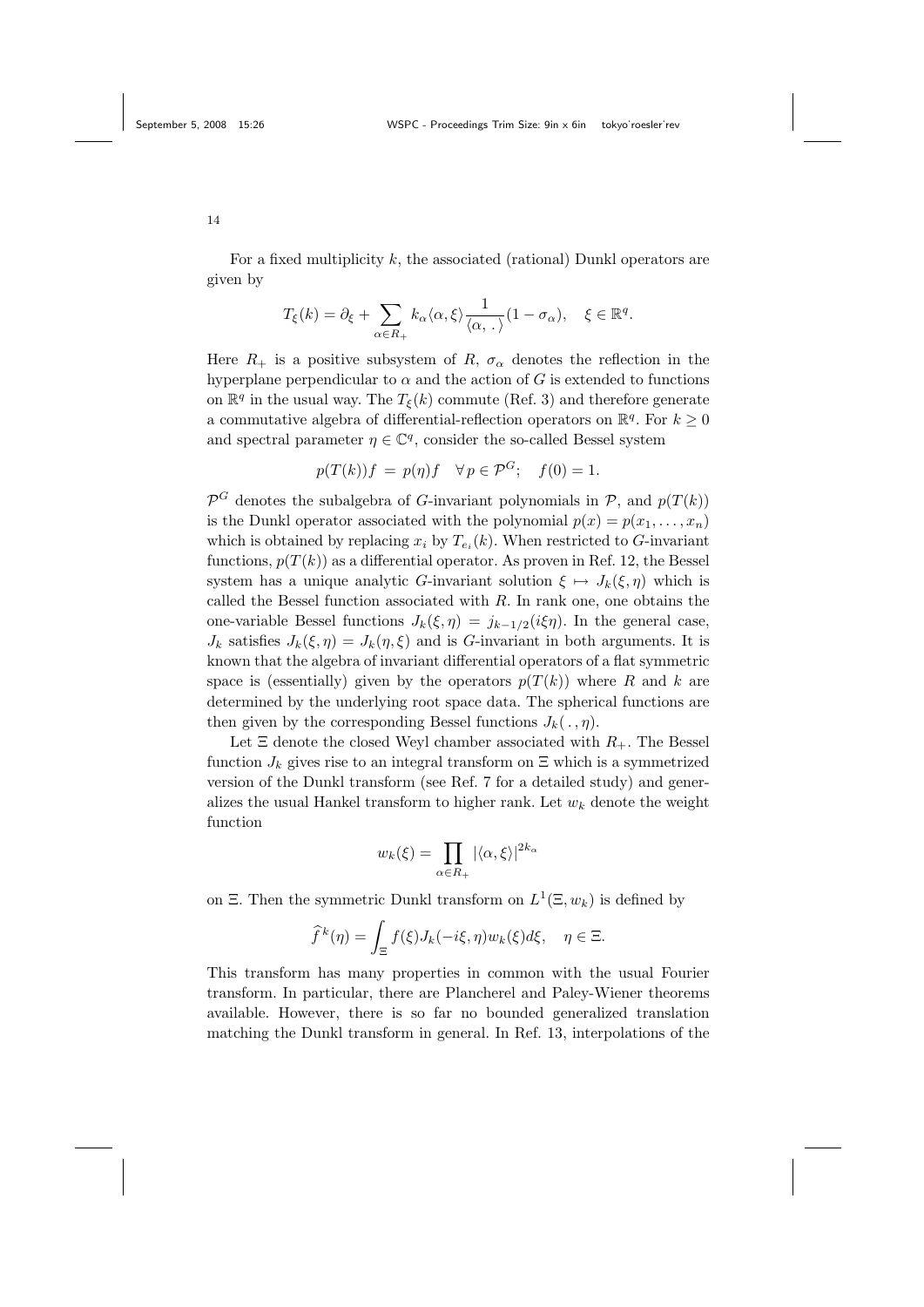For a fixed multiplicity $k$, the associated (rational) Dunkl operators are given by

$$T_\xi(k) = \partial_\xi + \sum_{\alpha \in R_+} k_\alpha \langle \alpha, \xi \rangle \frac{1}{\langle \alpha, \,.\, \rangle}(1 - \sigma_\alpha), \quad \xi \in \mathbb{R}^q.$$

Here $R_+$ is a positive subsystem of $R$, $\sigma_\alpha$ denotes the reflection in the hyperplane perpendicular to $\alpha$ and the action of $G$ is extended to functions on $\mathbb{R}^q$ in the usual way. The $T_\xi(k)$ commute (Ref. 3) and therefore generate a commutative algebra of differential-reflection operators on $\mathbb{R}^q$. For $k \geq 0$ and spectral parameter $\eta \in \mathbb{C}^q$, consider the so-called Bessel system

$$p(T(k))f \;=\; p(\eta)f \quad \forall\, p \in \mathcal{P}^G; \quad f(0) = 1.$$

$\mathcal{P}^G$ denotes the subalgebra of $G$-invariant polynomials in $\mathcal{P}$, and $p(T(k))$ is the Dunkl operator associated with the polynomial $p(x) = p(x_1, \ldots, x_n)$ which is obtained by replacing $x_i$ by $T_{e_i}(k)$. When restricted to $G$-invariant functions, $p(T(k))$ as a differential operator. As proven in Ref. 12, the Bessel system has a unique analytic $G$-invariant solution $\xi \mapsto J_k(\xi, \eta)$ which is called the Bessel function associated with $R$. In rank one, one obtains the one-variable Bessel functions $J_k(\xi, \eta) = j_{k-1/2}(i\xi\eta)$. In the general case, $J_k$ satisfies $J_k(\xi, \eta) = J_k(\eta, \xi)$ and is $G$-invariant in both arguments. It is known that the algebra of invariant differential operators of a flat symmetric space is (essentially) given by the operators $p(T(k))$ where $R$ and $k$ are determined by the underlying root space data. The spherical functions are then given by the corresponding Bessel functions $J_k(\,.\,, \eta)$.

Let $\Xi$ denote the closed Weyl chamber associated with $R_+$. The Bessel function $J_k$ gives rise to an integral transform on $\Xi$ which is a symmetrized version of the Dunkl transform (see Ref. 7 for a detailed study) and generalizes the usual Hankel transform to higher rank. Let $w_k$ denote the weight function

$$w_k(\xi) = \prod_{\alpha \in R_+} |\langle \alpha, \xi \rangle|^{2k_\alpha}$$

on $\Xi$. Then the symmetric Dunkl transform on $L^1(\Xi, w_k)$ is defined by

$$\widehat{f}^{\,k}(\eta) = \int_\Xi f(\xi) J_k(-i\xi, \eta) w_k(\xi) d\xi, \quad \eta \in \Xi.$$

This transform has many properties in common with the usual Fourier transform. In particular, there are Plancherel and Paley-Wiener theorems available. However, there is so far no bounded generalized translation matching the Dunkl transform in general. In Ref. 13, interpolations of the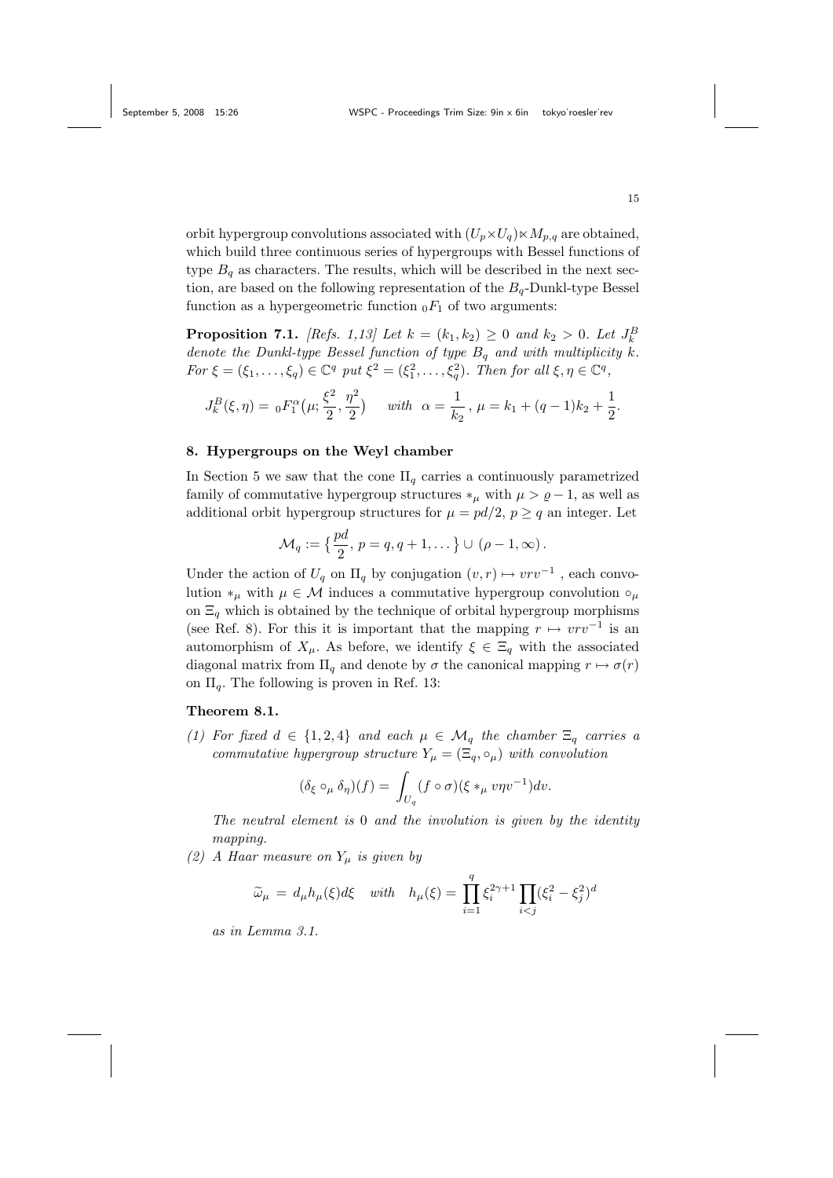orbit hypergroup convolutions associated with $(U_p \times U_q) \ltimes M_{p,q}$ are obtained, which build three continuous series of hypergroups with Bessel functions of type $B_q$ as characters. The results, which will be described in the next section, are based on the following representation of the $B_q$-Dunkl-type Bessel function as a hypergeometric function ${}_0F_1$ of two arguments:

**Proposition 7.1.** *[Refs. 1,13] Let $k = (k_1, k_2) \geq 0$ and $k_2 > 0$. Let $J_k^B$ denote the Dunkl-type Bessel function of type $B_q$ and with multiplicity $k$. For $\xi = (\xi_1, \ldots, \xi_q) \in \mathbb{C}^q$ put $\xi^2 = (\xi_1^2, \ldots, \xi_q^2)$. Then for all $\xi, \eta \in \mathbb{C}^q$,*

$$J_k^B(\xi, \eta) = {}_0F_1^\alpha\big(\mu; \frac{\xi^2}{2}, \frac{\eta^2}{2}\big) \quad \textit{with} \;\; \alpha = \frac{1}{k_2}\,,\; \mu = k_1 + (q-1)k_2 + \frac{1}{2}.$$

## 8. Hypergroups on the Weyl chamber

In Section 5 we saw that the cone $\Pi_q$ carries a continuously parametrized family of commutative hypergroup structures $*_\mu$ with $\mu > \varrho - 1$, as well as additional orbit hypergroup structures for $\mu = pd/2$, $p \geq q$ an integer. Let

$$\mathcal{M}_q := \big\{\frac{pd}{2},\, p = q, q+1, \ldots\big\} \cup (\rho - 1, \infty)\,.$$

Under the action of $U_q$ on $\Pi_q$ by conjugation $(v, r) \mapsto vrv^{-1}$ , each convolution $*_\mu$ with $\mu \in \mathcal{M}$ induces a commutative hypergroup convolution $\circ_\mu$ on $\Xi_q$ which is obtained by the technique of orbital hypergroup morphisms (see Ref. 8). For this it is important that the mapping $r \mapsto vrv^{-1}$ is an automorphism of $X_\mu$. As before, we identify $\xi \in \Xi_q$ with the associated diagonal matrix from $\Pi_q$ and denote by $\sigma$ the canonical mapping $r \mapsto \sigma(r)$ on $\Pi_q$. The following is proven in Ref. 13:

**Theorem 8.1.**

*(1) For fixed $d \in \{1, 2, 4\}$ and each $\mu \in \mathcal{M}_q$ the chamber $\Xi_q$ carries a commutative hypergroup structure $Y_\mu = (\Xi_q, \circ_\mu)$ with convolution*

$$(\delta_\xi \circ_\mu \delta_\eta)(f) = \int_{U_q} (f \circ \sigma)(\xi *_\mu v\eta v^{-1}) dv.$$

*The neutral element is 0 and the involution is given by the identity mapping.*

*(2) A Haar measure on $Y_\mu$ is given by*

$$\widetilde{\omega}_\mu = d_\mu h_\mu(\xi) d\xi \quad \textit{with} \quad h_\mu(\xi) = \prod_{i=1}^q \xi_i^{2\gamma+1} \prod_{i<j} (\xi_i^2 - \xi_j^2)^d$$

*as in Lemma 3.1.*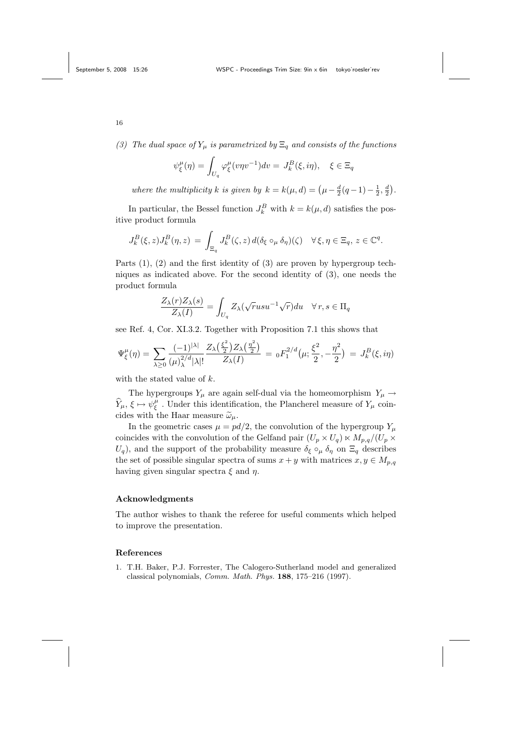*(3) The dual space of $Y_\mu$ is parametrized by $\Xi_q$ and consists of the functions*

$$\psi_\xi^\mu(\eta) = \int_{U_q} \varphi_\xi^\mu(v\eta v^{-1})dv = J_k^B(\xi, i\eta), \quad \xi \in \Xi_q$$

*where the multiplicity $k$ is given by $k = k(\mu, d) = \big(\mu - \frac{d}{2}(q-1) - \frac{1}{2}, \frac{d}{2}\big)$.*

In particular, the Bessel function $J_k^B$ with $k = k(\mu, d)$ satisfies the positive product formula

$$J_k^B(\xi, z)J_k^B(\eta, z) = \int_{\Xi_q} J_k^B(\zeta, z)\, d(\delta_\xi \circ_\mu \delta_\eta)(\zeta) \quad \forall\, \xi, \eta \in \Xi_q,\, z \in \mathbb{C}^q.$$

Parts (1), (2) and the first identity of (3) are proven by hypergroup techniques as indicated above. For the second identity of (3), one needs the product formula

$$\frac{Z_\lambda(r)Z_\lambda(s)}{Z_\lambda(I)} = \int_{U_q} Z_\lambda(\sqrt{r}usu^{-1}\sqrt{r})du \quad \forall\, r, s \in \Pi_q$$

see Ref. 4, Cor. XI.3.2. Together with Proposition 7.1 this shows that

$$\Psi_\xi^\mu(\eta) = \sum_{\lambda \geq 0} \frac{(-1)^{|\lambda|}}{(\mu)_\lambda^{2/d}|\lambda|!} \frac{Z_\lambda\big(\frac{\xi^2}{2}\big)Z_\lambda\big(\frac{\eta^2}{2}\big)}{Z_\lambda(I)} = {}_0F_1^{2/d}\big(\mu; \frac{\xi^2}{2}, -\frac{\eta^2}{2}\big) = J_k^B(\xi, i\eta)$$

with the stated value of $k$.

The hypergroups $Y_\mu$ are again self-dual via the homeomorphism $Y_\mu \to \widehat{Y}_\mu$, $\xi \mapsto \psi_\xi^\mu$. Under this identification, the Plancherel measure of $Y_\mu$ coincides with the Haar measure $\widetilde{\omega}_\mu$.

In the geometric cases $\mu = pd/2$, the convolution of the hypergroup $Y_\mu$ coincides with the convolution of the Gelfand pair $(U_p \times U_q) \ltimes M_{p,q}/(U_p \times U_q)$, and the support of the probability measure $\delta_\xi \circ_\mu \delta_\eta$ on $\Xi_q$ describes the set of possible singular spectra of sums $x + y$ with matrices $x, y \in M_{p,q}$ having given singular spectra $\xi$ and $\eta$.

## Acknowledgments

The author wishes to thank the referee for useful comments which helped to improve the presentation.

## References

1. T.H. Baker, P.J. Forrester, The Calogero-Sutherland model and generalized classical polynomials, *Comm. Math. Phys.* **188**, 175–216 (1997).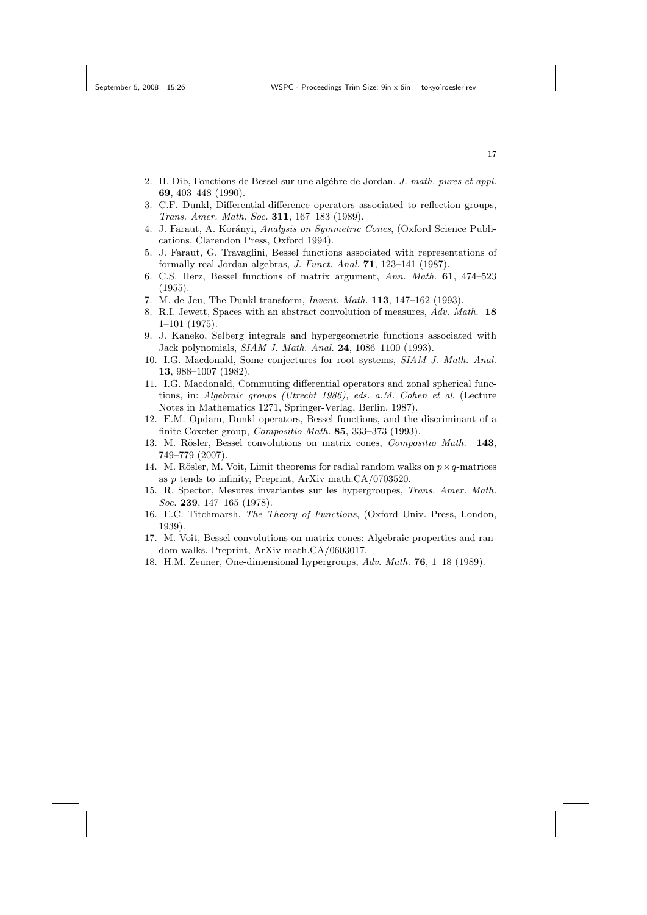2. H. Dib, Fonctions de Bessel sur une algébre de Jordan. *J. math. pures et appl.* **69**, 403–448 (1990).
3. C.F. Dunkl, Differential-difference operators associated to reflection groups, *Trans. Amer. Math. Soc.* **311**, 167–183 (1989).
4. J. Faraut, A. Korányi, *Analysis on Symmetric Cones*, (Oxford Science Publications, Clarendon Press, Oxford 1994).
5. J. Faraut, G. Travaglini, Bessel functions associated with representations of formally real Jordan algebras, *J. Funct. Anal.* **71**, 123–141 (1987).
6. C.S. Herz, Bessel functions of matrix argument, *Ann. Math.* **61**, 474–523 (1955).
7. M. de Jeu, The Dunkl transform, *Invent. Math.* **113**, 147–162 (1993).
8. R.I. Jewett, Spaces with an abstract convolution of measures, *Adv. Math.* **18** 1–101 (1975).
9. J. Kaneko, Selberg integrals and hypergeometric functions associated with Jack polynomials, *SIAM J. Math. Anal.* **24**, 1086–1100 (1993).
10. I.G. Macdonald, Some conjectures for root systems, *SIAM J. Math. Anal.* **13**, 988–1007 (1982).
11. I.G. Macdonald, Commuting differential operators and zonal spherical functions, in: *Algebraic groups (Utrecht 1986), eds. a.M. Cohen et al*, (Lecture Notes in Mathematics 1271, Springer-Verlag, Berlin, 1987).
12. E.M. Opdam, Dunkl operators, Bessel functions, and the discriminant of a finite Coxeter group, *Compositio Math.* **85**, 333–373 (1993).
13. M. Rösler, Bessel convolutions on matrix cones, *Compositio Math.* **143**, 749–779 (2007).
14. M. Rösler, M. Voit, Limit theorems for radial random walks on $p \times q$-matrices as $p$ tends to infinity, Preprint, ArXiv math.CA/0703520.
15. R. Spector, Mesures invariantes sur les hypergroupes, *Trans. Amer. Math. Soc.* **239**, 147–165 (1978).
16. E.C. Titchmarsh, *The Theory of Functions*, (Oxford Univ. Press, London, 1939).
17. M. Voit, Bessel convolutions on matrix cones: Algebraic properties and random walks. Preprint, ArXiv math.CA/0603017.
18. H.M. Zeuner, One-dimensional hypergroups, *Adv. Math.* **76**, 1–18 (1989).